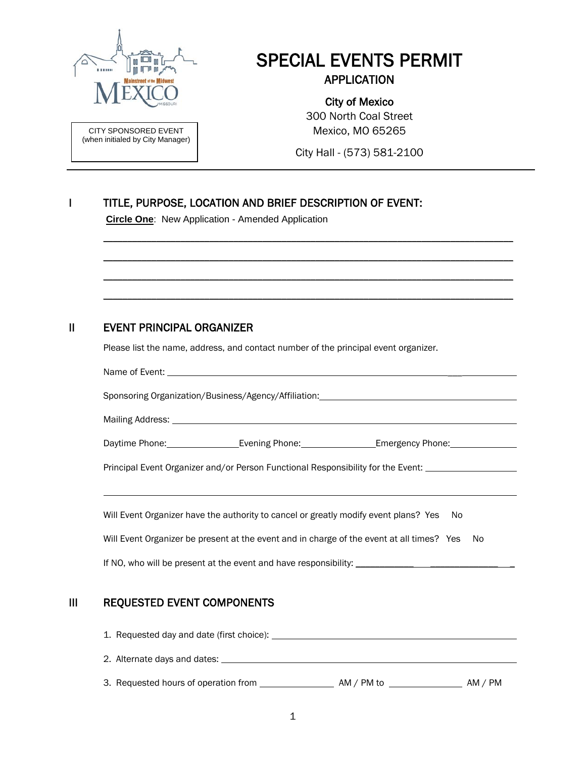Mainstreet of the Midwest
MEXICO
MISSOURI

CITY SPONSORED EVENT
(when initialed by City Manager)

# SPECIAL EVENTS PERMIT

## APPLICATION

**City of Mexico**
300 North Coal Street
Mexico, MO 65265

City Hall - (573) 581-2100

---

## I TITLE, PURPOSE, LOCATION AND BRIEF DESCRIPTION OF EVENT:

**Circle One**: New Application - Amended Application

____________________________________________________________________________

____________________________________________________________________________

____________________________________________________________________________

____________________________________________________________________________

## II EVENT PRINCIPAL ORGANIZER

Please list the name, address, and contact number of the principal event organizer.

Name of Event: ____________________________________________________________________________

Sponsoring Organization/Business/Agency/Affiliation: ____________________________________________

Mailing Address: ____________________________________________________________________________

Daytime Phone: ______________ Evening Phone: ______________ Emergency Phone: ______________

Principal Event Organizer and/or Person Functional Responsibility for the Event: ____________________

____________________________________________________________________________

Will Event Organizer have the authority to cancel or greatly modify event plans? Yes No

Will Event Organizer be present at the event and in charge of the event at all times? Yes No

If NO, who will be present at the event and have responsibility: ____________________________

## III REQUESTED EVENT COMPONENTS

1. Requested day and date (first choice): ____________________________________________

2. Alternate days and dates: ____________________________________________

3. Requested hours of operation from ______________ AM / PM to ______________ AM / PM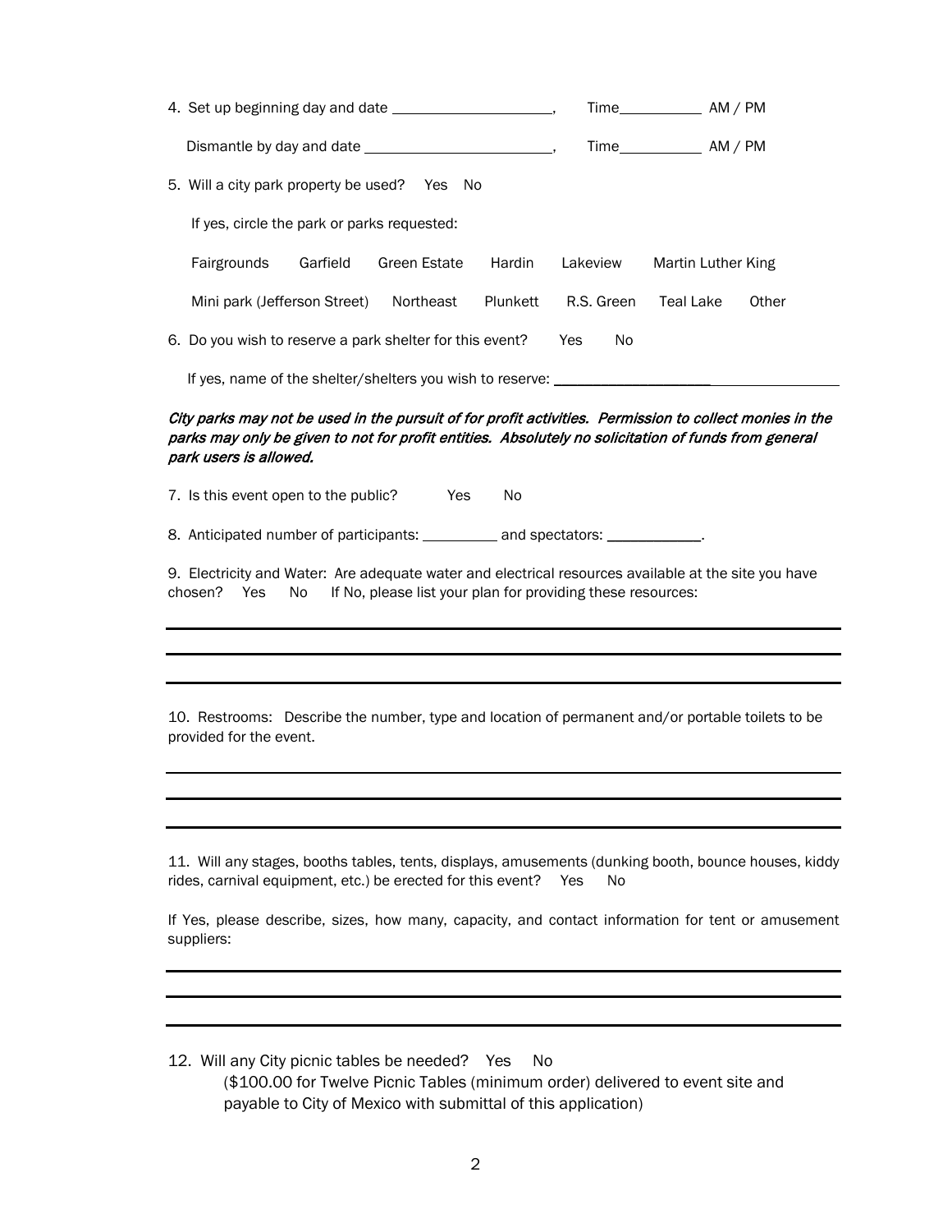4. Set up beginning day and date ____________________, Time__________ AM / PM

Dismantle by day and date _______________________, Time__________ AM / PM

5. Will a city park property be used? Yes No

If yes, circle the park or parks requested:

Fairgrounds Garfield Green Estate Hardin Lakeview Martin Luther King

Mini park (Jefferson Street) Northeast Plunkett R.S. Green Teal Lake Other

6. Do you wish to reserve a park shelter for this event? Yes No

If yes, name of the shelter/shelters you wish to reserve: ______________________________________

***City parks may not be used in the pursuit of for profit activities. Permission to collect monies in the parks may only be given to not for profit entities. Absolutely no solicitation of funds from general park users is allowed.***

7. Is this event open to the public? Yes No

8. Anticipated number of participants: __________ and spectators: ____________.

9. Electricity and Water: Are adequate water and electrical resources available at the site you have chosen? Yes No If No, please list your plan for providing these resources:

_______________________________________________________________________________

_______________________________________________________________________________

_______________________________________________________________________________

10. Restrooms: Describe the number, type and location of permanent and/or portable toilets to be provided for the event.

_______________________________________________________________________________

_______________________________________________________________________________

_______________________________________________________________________________

11. Will any stages, booths tables, tents, displays, amusements (dunking booth, bounce houses, kiddy rides, carnival equipment, etc.) be erected for this event? Yes No

If Yes, please describe, sizes, how many, capacity, and contact information for tent or amusement suppliers:

_______________________________________________________________________________

_______________________________________________________________________________

_______________________________________________________________________________

12. Will any City picnic tables be needed? Yes No
(\$100.00 for Twelve Picnic Tables (minimum order) delivered to event site and payable to City of Mexico with submittal of this application)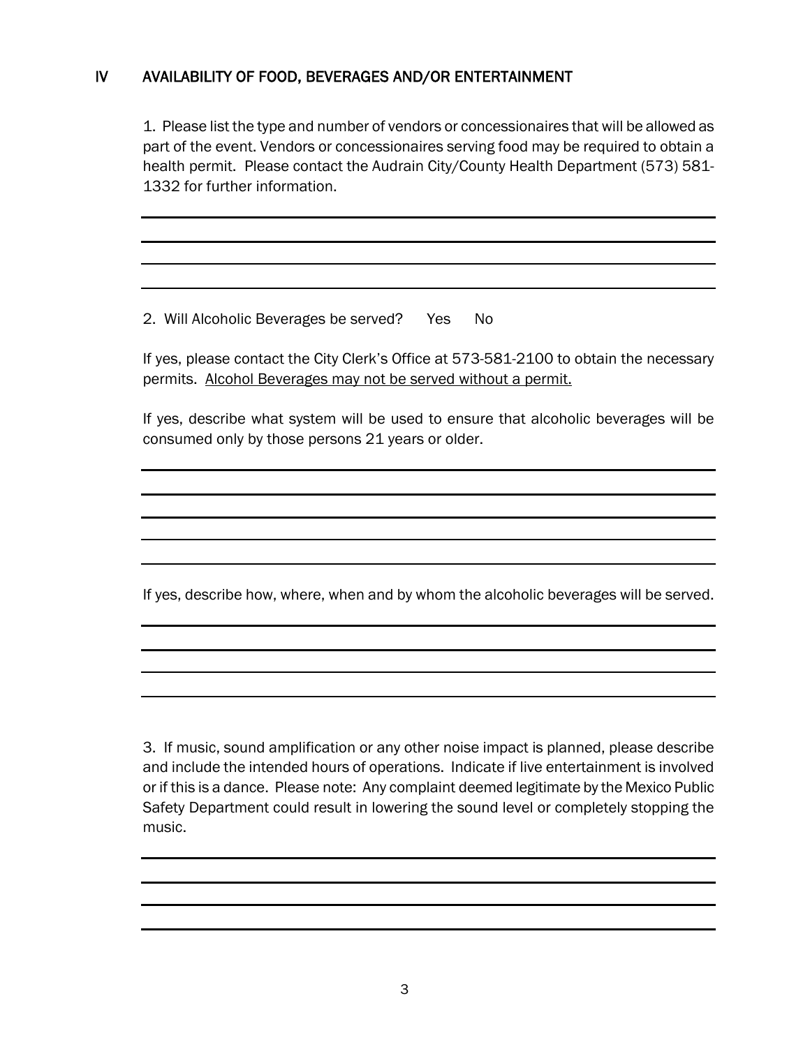## IV AVAILABILITY OF FOOD, BEVERAGES AND/OR ENTERTAINMENT

1. Please list the type and number of vendors or concessionaires that will be allowed as part of the event. Vendors or concessionaires serving food may be required to obtain a health permit. Please contact the Audrain City/County Health Department (573) 581-1332 for further information.

\_\_\_\_\_\_\_\_\_\_\_\_\_\_\_\_\_\_\_\_\_\_\_\_\_\_\_\_\_\_\_\_\_\_\_\_\_\_\_\_\_\_\_\_\_\_\_\_\_\_\_\_\_\_\_\_

\_\_\_\_\_\_\_\_\_\_\_\_\_\_\_\_\_\_\_\_\_\_\_\_\_\_\_\_\_\_\_\_\_\_\_\_\_\_\_\_\_\_\_\_\_\_\_\_\_\_\_\_\_\_\_\_

\_\_\_\_\_\_\_\_\_\_\_\_\_\_\_\_\_\_\_\_\_\_\_\_\_\_\_\_\_\_\_\_\_\_\_\_\_\_\_\_\_\_\_\_\_\_\_\_\_\_\_\_\_\_\_\_

\_\_\_\_\_\_\_\_\_\_\_\_\_\_\_\_\_\_\_\_\_\_\_\_\_\_\_\_\_\_\_\_\_\_\_\_\_\_\_\_\_\_\_\_\_\_\_\_\_\_\_\_\_\_\_\_

2. Will Alcoholic Beverages be served? Yes No

If yes, please contact the City Clerk's Office at 573-581-2100 to obtain the necessary permits. <u>Alcohol Beverages may not be served without a permit.</u>

If yes, describe what system will be used to ensure that alcoholic beverages will be consumed only by those persons 21 years or older.

\_\_\_\_\_\_\_\_\_\_\_\_\_\_\_\_\_\_\_\_\_\_\_\_\_\_\_\_\_\_\_\_\_\_\_\_\_\_\_\_\_\_\_\_\_\_\_\_\_\_\_\_\_\_\_\_

\_\_\_\_\_\_\_\_\_\_\_\_\_\_\_\_\_\_\_\_\_\_\_\_\_\_\_\_\_\_\_\_\_\_\_\_\_\_\_\_\_\_\_\_\_\_\_\_\_\_\_\_\_\_\_\_

\_\_\_\_\_\_\_\_\_\_\_\_\_\_\_\_\_\_\_\_\_\_\_\_\_\_\_\_\_\_\_\_\_\_\_\_\_\_\_\_\_\_\_\_\_\_\_\_\_\_\_\_\_\_\_\_

\_\_\_\_\_\_\_\_\_\_\_\_\_\_\_\_\_\_\_\_\_\_\_\_\_\_\_\_\_\_\_\_\_\_\_\_\_\_\_\_\_\_\_\_\_\_\_\_\_\_\_\_\_\_\_\_

\_\_\_\_\_\_\_\_\_\_\_\_\_\_\_\_\_\_\_\_\_\_\_\_\_\_\_\_\_\_\_\_\_\_\_\_\_\_\_\_\_\_\_\_\_\_\_\_\_\_\_\_\_\_\_\_

If yes, describe how, where, when and by whom the alcoholic beverages will be served.

\_\_\_\_\_\_\_\_\_\_\_\_\_\_\_\_\_\_\_\_\_\_\_\_\_\_\_\_\_\_\_\_\_\_\_\_\_\_\_\_\_\_\_\_\_\_\_\_\_\_\_\_\_\_\_\_

\_\_\_\_\_\_\_\_\_\_\_\_\_\_\_\_\_\_\_\_\_\_\_\_\_\_\_\_\_\_\_\_\_\_\_\_\_\_\_\_\_\_\_\_\_\_\_\_\_\_\_\_\_\_\_\_

\_\_\_\_\_\_\_\_\_\_\_\_\_\_\_\_\_\_\_\_\_\_\_\_\_\_\_\_\_\_\_\_\_\_\_\_\_\_\_\_\_\_\_\_\_\_\_\_\_\_\_\_\_\_\_\_

\_\_\_\_\_\_\_\_\_\_\_\_\_\_\_\_\_\_\_\_\_\_\_\_\_\_\_\_\_\_\_\_\_\_\_\_\_\_\_\_\_\_\_\_\_\_\_\_\_\_\_\_\_\_\_\_

3. If music, sound amplification or any other noise impact is planned, please describe and include the intended hours of operations. Indicate if live entertainment is involved or if this is a dance. Please note: Any complaint deemed legitimate by the Mexico Public Safety Department could result in lowering the sound level or completely stopping the music.

\_\_\_\_\_\_\_\_\_\_\_\_\_\_\_\_\_\_\_\_\_\_\_\_\_\_\_\_\_\_\_\_\_\_\_\_\_\_\_\_\_\_\_\_\_\_\_\_\_\_\_\_\_\_\_\_

\_\_\_\_\_\_\_\_\_\_\_\_\_\_\_\_\_\_\_\_\_\_\_\_\_\_\_\_\_\_\_\_\_\_\_\_\_\_\_\_\_\_\_\_\_\_\_\_\_\_\_\_\_\_\_\_

\_\_\_\_\_\_\_\_\_\_\_\_\_\_\_\_\_\_\_\_\_\_\_\_\_\_\_\_\_\_\_\_\_\_\_\_\_\_\_\_\_\_\_\_\_\_\_\_\_\_\_\_\_\_\_\_

\_\_\_\_\_\_\_\_\_\_\_\_\_\_\_\_\_\_\_\_\_\_\_\_\_\_\_\_\_\_\_\_\_\_\_\_\_\_\_\_\_\_\_\_\_\_\_\_\_\_\_\_\_\_\_\_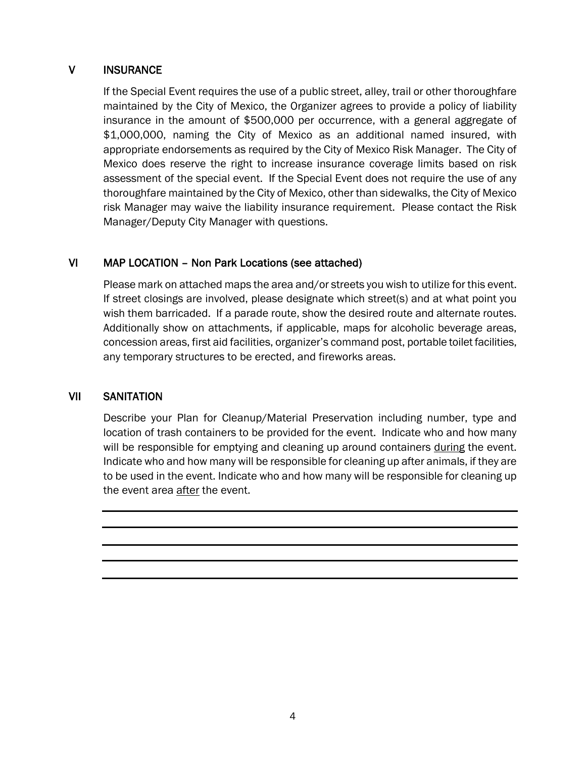## V INSURANCE

If the Special Event requires the use of a public street, alley, trail or other thoroughfare maintained by the City of Mexico, the Organizer agrees to provide a policy of liability insurance in the amount of $500,000 per occurrence, with a general aggregate of $1,000,000, naming the City of Mexico as an additional named insured, with appropriate endorsements as required by the City of Mexico Risk Manager. The City of Mexico does reserve the right to increase insurance coverage limits based on risk assessment of the special event. If the Special Event does not require the use of any thoroughfare maintained by the City of Mexico, other than sidewalks, the City of Mexico risk Manager may waive the liability insurance requirement. Please contact the Risk Manager/Deputy City Manager with questions.

## VI MAP LOCATION – Non Park Locations (see attached)

Please mark on attached maps the area and/or streets you wish to utilize for this event. If street closings are involved, please designate which street(s) and at what point you wish them barricaded. If a parade route, show the desired route and alternate routes. Additionally show on attachments, if applicable, maps for alcoholic beverage areas, concession areas, first aid facilities, organizer's command post, portable toilet facilities, any temporary structures to be erected, and fireworks areas.

## VII SANITATION

Describe your Plan for Cleanup/Material Preservation including number, type and location of trash containers to be provided for the event. Indicate who and how many will be responsible for emptying and cleaning up around containers <u>during</u> the event. Indicate who and how many will be responsible for cleaning up after animals, if they are to be used in the event. Indicate who and how many will be responsible for cleaning up the event area <u>after</u> the event.

\_\_\_\_\_\_\_\_\_\_\_\_\_\_\_\_\_\_\_\_\_\_\_\_\_\_\_\_\_\_\_\_\_\_\_\_\_\_\_\_\_\_\_\_\_\_\_\_\_\_\_\_\_\_\_\_\_\_\_\_\_\_\_\_\_\_\_\_\_\_\_\_

\_\_\_\_\_\_\_\_\_\_\_\_\_\_\_\_\_\_\_\_\_\_\_\_\_\_\_\_\_\_\_\_\_\_\_\_\_\_\_\_\_\_\_\_\_\_\_\_\_\_\_\_\_\_\_\_\_\_\_\_\_\_\_\_\_\_\_\_\_\_\_\_

\_\_\_\_\_\_\_\_\_\_\_\_\_\_\_\_\_\_\_\_\_\_\_\_\_\_\_\_\_\_\_\_\_\_\_\_\_\_\_\_\_\_\_\_\_\_\_\_\_\_\_\_\_\_\_\_\_\_\_\_\_\_\_\_\_\_\_\_\_\_\_\_

\_\_\_\_\_\_\_\_\_\_\_\_\_\_\_\_\_\_\_\_\_\_\_\_\_\_\_\_\_\_\_\_\_\_\_\_\_\_\_\_\_\_\_\_\_\_\_\_\_\_\_\_\_\_\_\_\_\_\_\_\_\_\_\_\_\_\_\_\_\_\_\_

\_\_\_\_\_\_\_\_\_\_\_\_\_\_\_\_\_\_\_\_\_\_\_\_\_\_\_\_\_\_\_\_\_\_\_\_\_\_\_\_\_\_\_\_\_\_\_\_\_\_\_\_\_\_\_\_\_\_\_\_\_\_\_\_\_\_\_\_\_\_\_\_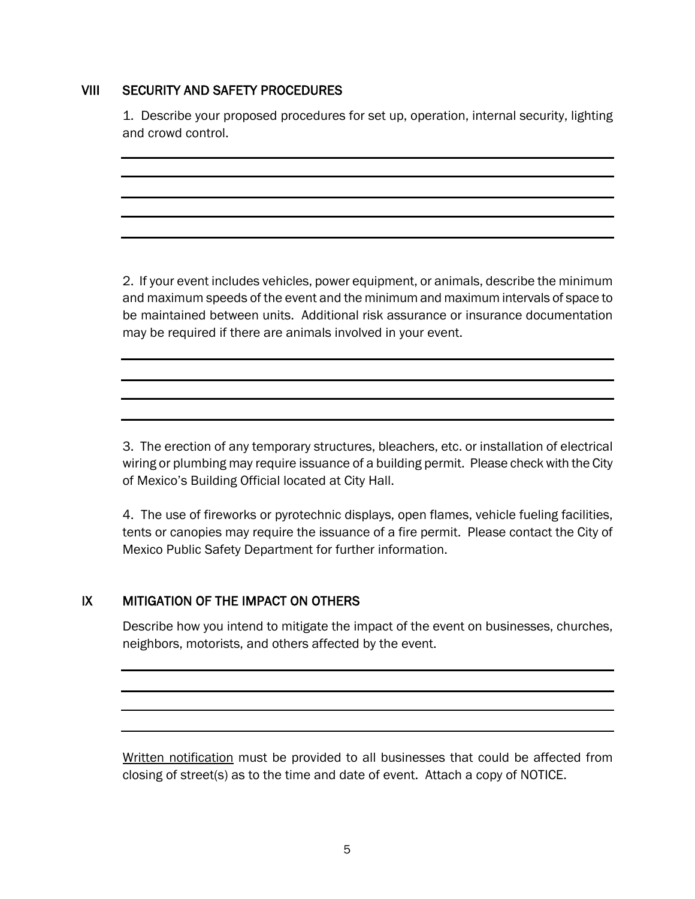## VIII SECURITY AND SAFETY PROCEDURES

1. Describe your proposed procedures for set up, operation, internal security, lighting and crowd control.

______________________________________________________________________

______________________________________________________________________

______________________________________________________________________

______________________________________________________________________

______________________________________________________________________

2. If your event includes vehicles, power equipment, or animals, describe the minimum and maximum speeds of the event and the minimum and maximum intervals of space to be maintained between units. Additional risk assurance or insurance documentation may be required if there are animals involved in your event.

______________________________________________________________________

______________________________________________________________________

______________________________________________________________________

______________________________________________________________________

3. The erection of any temporary structures, bleachers, etc. or installation of electrical wiring or plumbing may require issuance of a building permit. Please check with the City of Mexico's Building Official located at City Hall.

4. The use of fireworks or pyrotechnic displays, open flames, vehicle fueling facilities, tents or canopies may require the issuance of a fire permit. Please contact the City of Mexico Public Safety Department for further information.

## IX MITIGATION OF THE IMPACT ON OTHERS

Describe how you intend to mitigate the impact of the event on businesses, churches, neighbors, motorists, and others affected by the event.

______________________________________________________________________

______________________________________________________________________

______________________________________________________________________

______________________________________________________________________

<u>Written notification</u> must be provided to all businesses that could be affected from closing of street(s) as to the time and date of event. Attach a copy of NOTICE.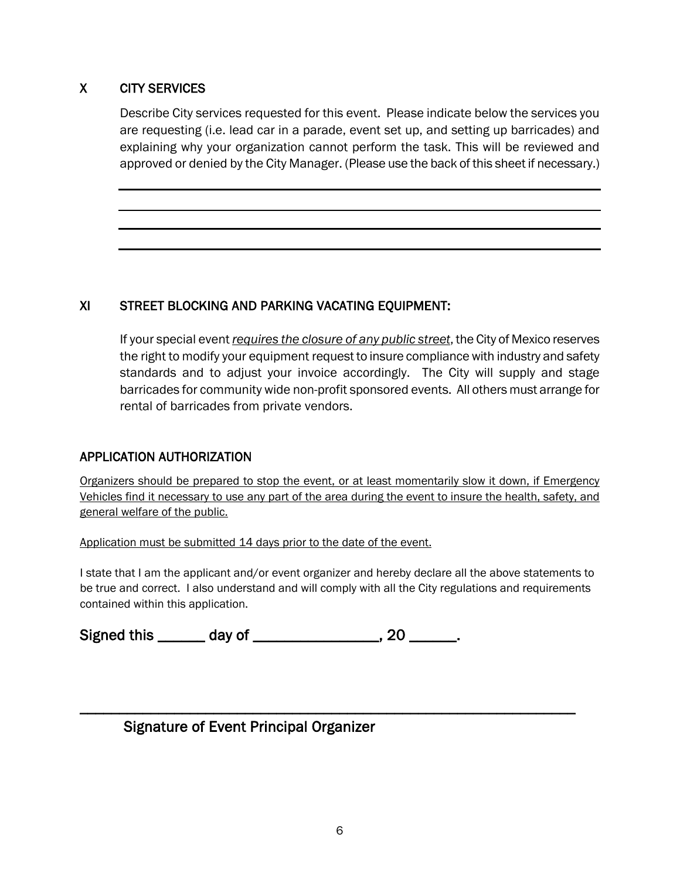## X CITY SERVICES

Describe City services requested for this event. Please indicate below the services you are requesting (i.e. lead car in a parade, event set up, and setting up barricades) and explaining why your organization cannot perform the task. This will be reviewed and approved or denied by the City Manager. (Please use the back of this sheet if necessary.)

______________________________________________________________________

______________________________________________________________________

______________________________________________________________________

______________________________________________________________________

## XI STREET BLOCKING AND PARKING VACATING EQUIPMENT:

If your special event *requires the closure of any public street*, the City of Mexico reserves the right to modify your equipment request to insure compliance with industry and safety standards and to adjust your invoice accordingly. The City will supply and stage barricades for community wide non-profit sponsored events. All others must arrange for rental of barricades from private vendors.

## APPLICATION AUTHORIZATION

Organizers should be prepared to stop the event, or at least momentarily slow it down, if Emergency Vehicles find it necessary to use any part of the area during the event to insure the health, safety, and general welfare of the public.

Application must be submitted 14 days prior to the date of the event.

I state that I am the applicant and/or event organizer and hereby declare all the above statements to be true and correct. I also understand and will comply with all the City regulations and requirements contained within this application.

Signed this ______ day of ________________, 20 ______.

______________________________________________________________________

Signature of Event Principal Organizer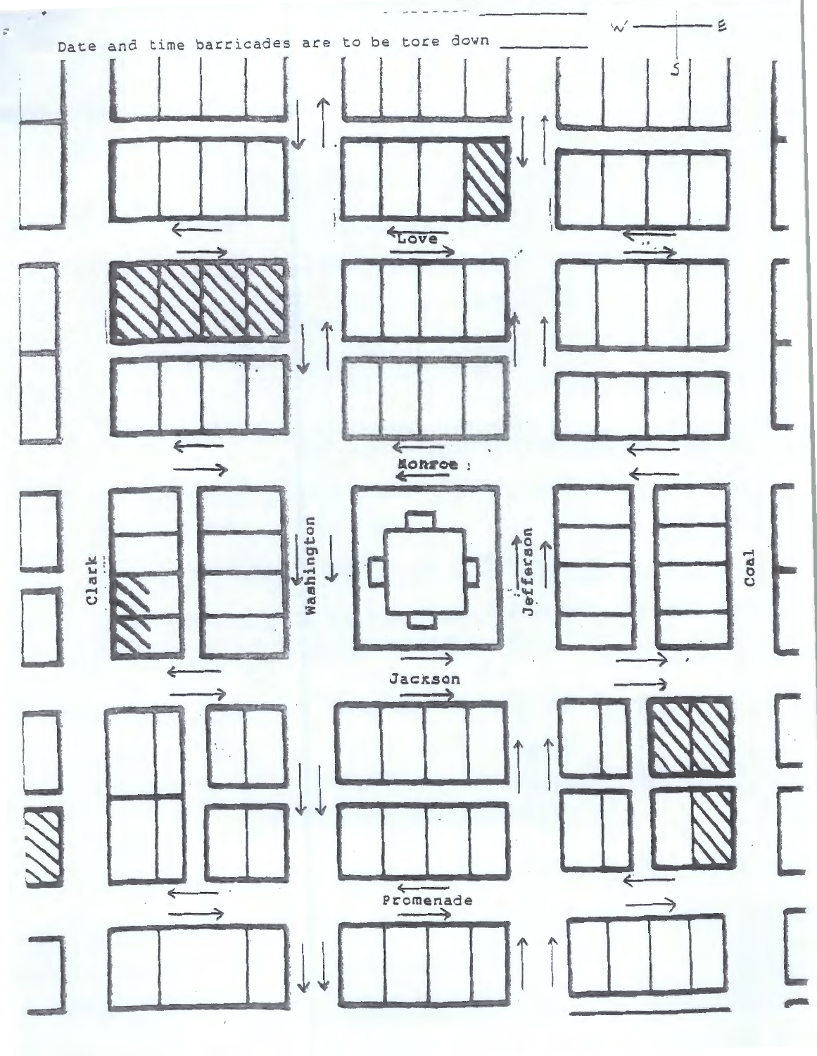Date and time barricades are to be tore down ________

W ——— E

S

Love

Monroe

Clark

Washington

Jefferson

Coal

Jackson

Promenade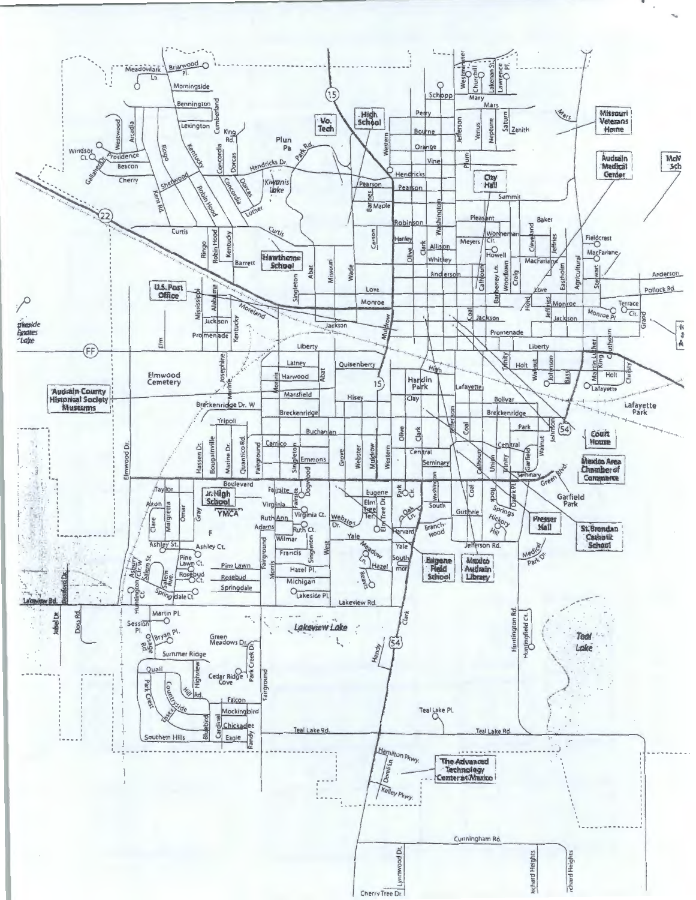Missouri Veterans Home

Audrain Medical Center

City Hall

High School

Vo. Tech

Kiwanis Lake

Hawthorne School

U.S. Post Office

Audrain County Historical Society Museums

Elmwood Cemetery

Hardin Park

Lafayette Park

Court House

Mexico Area Chamber of Commerce

Garfield Park

Presser Hall

St. Brendan Catholic School

Jr. High School

YMCA

Eugene Field School

Mexico Audrain Library

Lakeview Lake

Teal Lake

The Advanced Technology Center at Mexico

15

22

54

FF

Meadowlark Ln.
Briarwood Pl.
Morningside
Bennington
Lexington
Cumberland
King Rd.
Westwood
Arcadia
Windsor Ct.
Gallahad Ct.
Providence
Beacon
Cherry
Ringo
Kentucky
Concordia
Dorcas
Sherwood
Robin Hood
Kent Rd.
Luther
Hendricks Dr.
Park Rd.
Curtis
Barrett
Schopp
Westminster
Churchill
Lakenan St.
Lawrence Pl.
Mary
Mars
Perry
Bourne
Orange
Vine
Western
Jefferson
Venus
Neptune
Saturn
Zenith
Plum
Hendricks
Pearson
Summit
Maple
Barnes
Robinson
Pleasant
Baker
Wonneman Cir.
Meyers
Howell
Cleveland
Jeffries
Fieldcrest
MacFarlane
Harley
Carson
Olive
Clark
Allison
Whitley
Washington
Anderson
Calhoun
Barberrey Ln.
Woodlawn
Craig
Eastholm
Agricultural
Stewart
Pollock Rd.
Love
Monroe
Terrace Cir.
Monroe Pl.
Jackson
Grand
Singleton
Abat
Missouri
Wade
Mississippi
Alabama
Moreland
Promenade
Coal
Hord
Liberty
Holt
Walnut
Johnson
Bass
Martin Luther King
Cuthbert
Christy
Lafayette
Muldrow
Latney
Quisenberry
Harwood
Mansfield
Morris
Hisey
High
Clay
Bolivar
Breckenridge
Park
Josephine
Marine
Breckenridge Dr. W
Tripoli
Buchanan
Carrico
Emmons
Central
Seminary
Hassen Dr.
Bougainville
Marine Dr.
Quantico Rd.
Fairground
Grove
Webster
Dogwood
Union
Trinity
Garfield
Green Blvd.
Elmwood Dr.
Elm
Boulevard
Taylor
Akron
Clare
Margretta
Omar
Gray
Fairsite
Virginia
Virginia Ct.
Ruth Ann
Ruth Ct.
Adams
Wilmar
Francis
Eugene
Elm Tree Ter.
Elm Tree Dr.
Webster Dr.
Park Cir.
Oak Ln.
South
Guthrie
Rock Springs
Hickory Hill
Ozark Pl.
Harvard
Branchwood
Yale
Meadow Ln.
Jefferson Rd.
Medical Park Dr.
Hazel
Hazel Pl.
Reavis
Ashley St.
Ashley Ct.
Pine Lawn Ct.
Pine Lawn
Rosebud Ct.
Rosebud
Springdale
Springdale Ct.
Asbury Cir. W
Salem St.
Salem Ave.
Huntington Ct.
Michigan
Lakeside Pl.
Lakeview Rd.
Lakeview Rd.
Bedford Dr.
Dubel Dr.
Doss Rd.
Martin Pl.
Session Pl.
Bryan Pl.
Osage Rd.
Green Meadows Dr.
Summer Ridge
Quail
Highview
Hill Rd.
Cedar Ridge Cove
Park Creek Dr.
Park Crest
Countryside
Essex
Falcon
Mockingbird
Chickadee
Cardinal
Bluebird
Eagle
Randy
Southern Hills
Hendy
Huntington Rd.
Huntingfield Ct.
Teal Lake Pl.
Teal Lake Rd.
Hamilton Pkwy.
Dorell Ln.
Kelley Pkwy.
Cunningham Rd.
Lynnwood Dr.
Cherry Tree Dr.
Orchard Heights